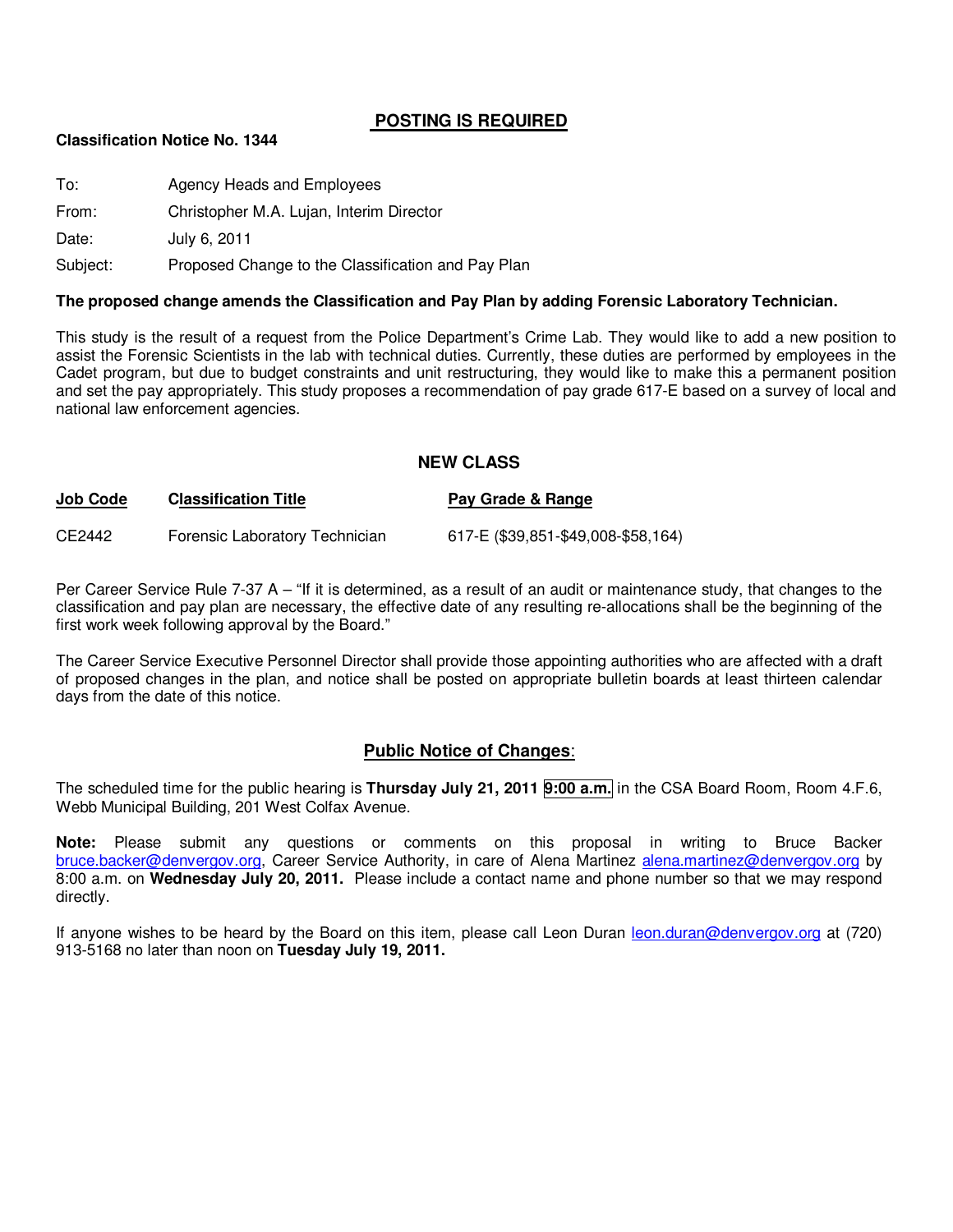# POSTING IS REQUIRED

**Classification Notice No. 1344**

To: Agency Heads and Employees

From: Christopher M.A. Lujan, Interim Director

Date: July 6, 2011

Subject: Proposed Change to the Classification and Pay Plan

**The proposed change amends the Classification and Pay Plan by adding Forensic Laboratory Technician.**

This study is the result of a request from the Police Department's Crime Lab. They would like to add a new position to assist the Forensic Scientists in the lab with technical duties. Currently, these duties are performed by employees in the Cadet program, but due to budget constraints and unit restructuring, they would like to make this a permanent position and set the pay appropriately. This study proposes a recommendation of pay grade 617-E based on a survey of local and national law enforcement agencies.

## NEW CLASS

| Job Code | Classification Title | Pay Grade & Range |
|---|---|---|
| CE2442 | Forensic Laboratory Technician | 617-E ($39,851-$49,008-$58,164) |

Per Career Service Rule 7-37 A – "If it is determined, as a result of an audit or maintenance study, that changes to the classification and pay plan are necessary, the effective date of any resulting re-allocations shall be the beginning of the first work week following approval by the Board."

The Career Service Executive Personnel Director shall provide those appointing authorities who are affected with a draft of proposed changes in the plan, and notice shall be posted on appropriate bulletin boards at least thirteen calendar days from the date of this notice.

## Public Notice of Changes:

The scheduled time for the public hearing is **Thursday July 21, 2011** **9:00 a.m.** in the CSA Board Room, Room 4.F.6, Webb Municipal Building, 201 West Colfax Avenue.

**Note:** Please submit any questions or comments on this proposal in writing to Bruce Backer bruce.backer@denvergov.org, Career Service Authority, in care of Alena Martinez alena.martinez@denvergov.org by 8:00 a.m. on **Wednesday July 20, 2011.** Please include a contact name and phone number so that we may respond directly.

If anyone wishes to be heard by the Board on this item, please call Leon Duran leon.duran@denvergov.org at (720) 913-5168 no later than noon on **Tuesday July 19, 2011.**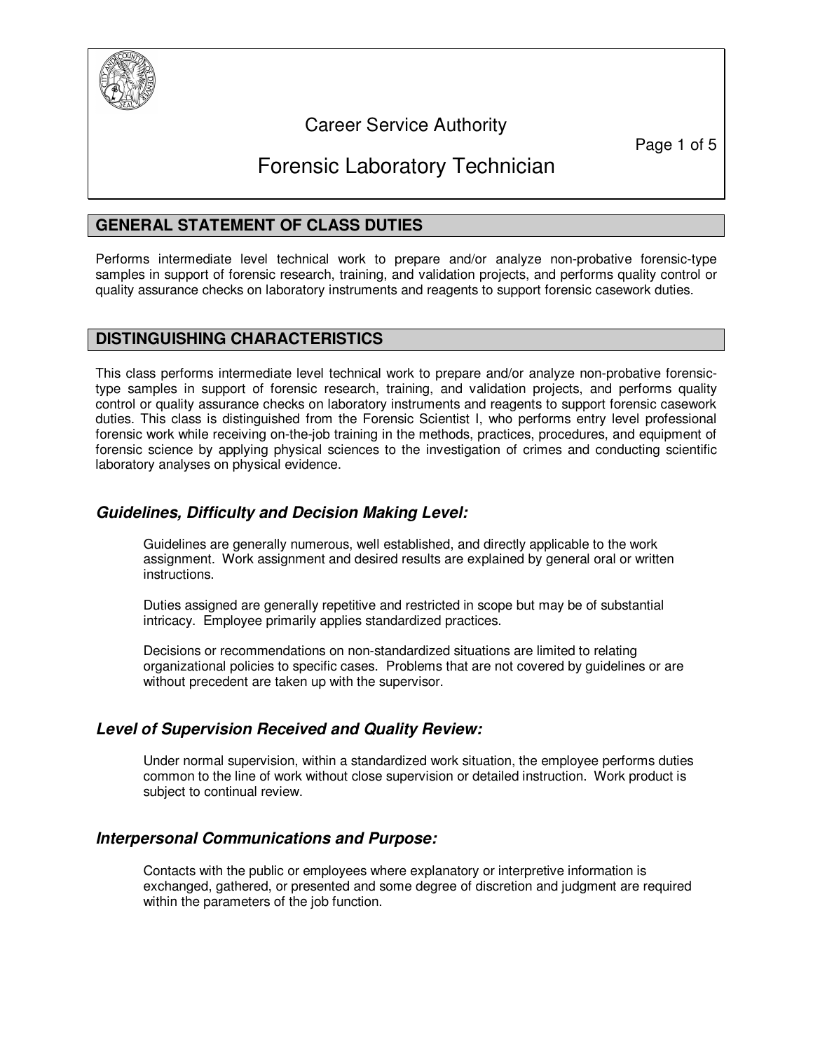# Career Service Authority

# Forensic Laboratory Technician

## GENERAL STATEMENT OF CLASS DUTIES

Performs intermediate level technical work to prepare and/or analyze non-probative forensic-type samples in support of forensic research, training, and validation projects, and performs quality control or quality assurance checks on laboratory instruments and reagents to support forensic casework duties.

## DISTINGUISHING CHARACTERISTICS

This class performs intermediate level technical work to prepare and/or analyze non-probative forensic-type samples in support of forensic research, training, and validation projects, and performs quality control or quality assurance checks on laboratory instruments and reagents to support forensic casework duties. This class is distinguished from the Forensic Scientist I, who performs entry level professional forensic work while receiving on-the-job training in the methods, practices, procedures, and equipment of forensic science by applying physical sciences to the investigation of crimes and conducting scientific laboratory analyses on physical evidence.

### *Guidelines, Difficulty and Decision Making Level:*

Guidelines are generally numerous, well established, and directly applicable to the work assignment. Work assignment and desired results are explained by general oral or written instructions.

Duties assigned are generally repetitive and restricted in scope but may be of substantial intricacy. Employee primarily applies standardized practices.

Decisions or recommendations on non-standardized situations are limited to relating organizational policies to specific cases. Problems that are not covered by guidelines or are without precedent are taken up with the supervisor.

### *Level of Supervision Received and Quality Review:*

Under normal supervision, within a standardized work situation, the employee performs duties common to the line of work without close supervision or detailed instruction. Work product is subject to continual review.

### *Interpersonal Communications and Purpose:*

Contacts with the public or employees where explanatory or interpretive information is exchanged, gathered, or presented and some degree of discretion and judgment are required within the parameters of the job function.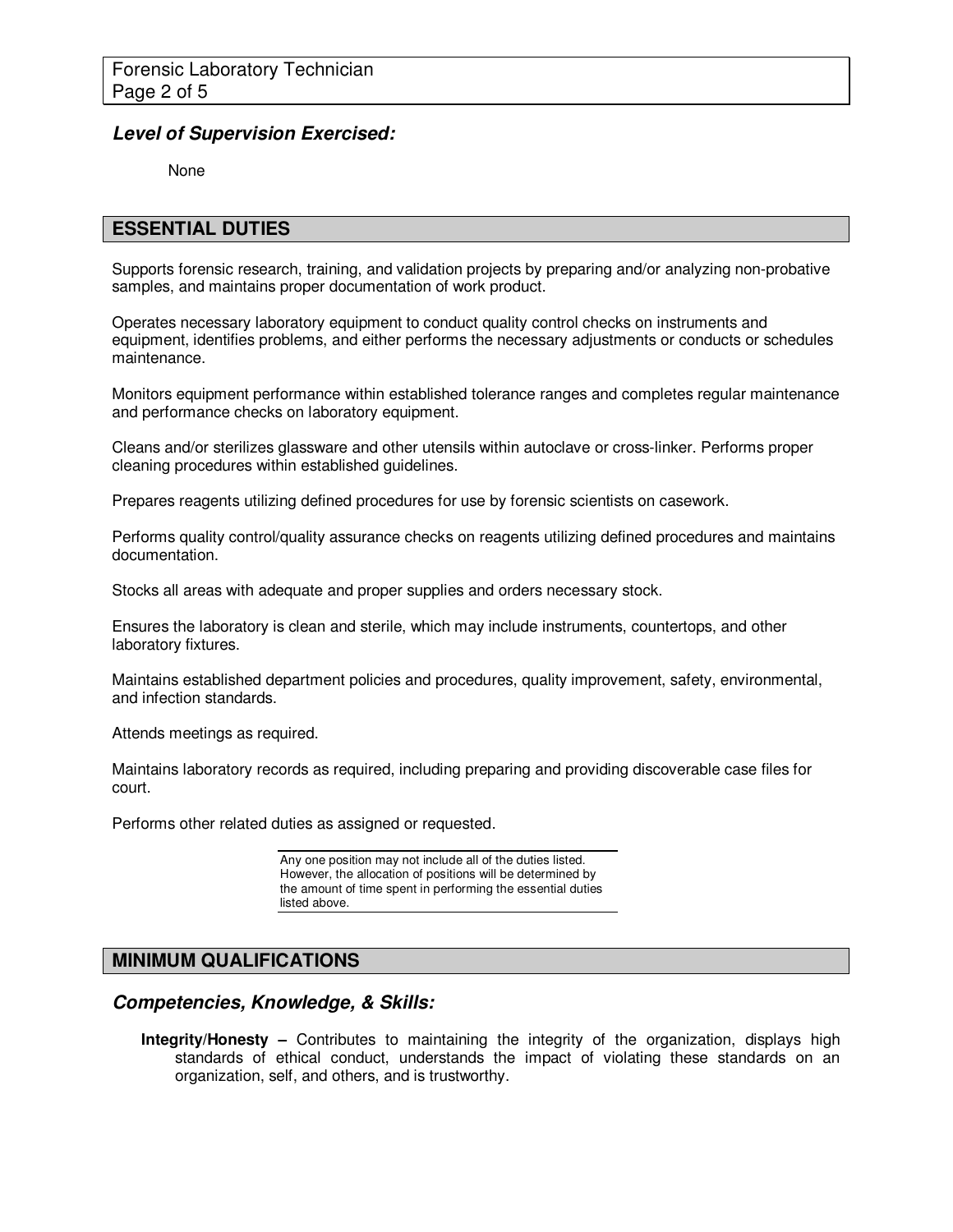### *Level of Supervision Exercised:*

None

## ESSENTIAL DUTIES

Supports forensic research, training, and validation projects by preparing and/or analyzing non-probative samples, and maintains proper documentation of work product.

Operates necessary laboratory equipment to conduct quality control checks on instruments and equipment, identifies problems, and either performs the necessary adjustments or conducts or schedules maintenance.

Monitors equipment performance within established tolerance ranges and completes regular maintenance and performance checks on laboratory equipment.

Cleans and/or sterilizes glassware and other utensils within autoclave or cross-linker. Performs proper cleaning procedures within established guidelines.

Prepares reagents utilizing defined procedures for use by forensic scientists on casework.

Performs quality control/quality assurance checks on reagents utilizing defined procedures and maintains documentation.

Stocks all areas with adequate and proper supplies and orders necessary stock.

Ensures the laboratory is clean and sterile, which may include instruments, countertops, and other laboratory fixtures.

Maintains established department policies and procedures, quality improvement, safety, environmental, and infection standards.

Attends meetings as required.

Maintains laboratory records as required, including preparing and providing discoverable case files for court.

Performs other related duties as assigned or requested.

Any one position may not include all of the duties listed. However, the allocation of positions will be determined by the amount of time spent in performing the essential duties listed above.

## MINIMUM QUALIFICATIONS

### *Competencies, Knowledge, & Skills:*

**Integrity/Honesty –** Contributes to maintaining the integrity of the organization, displays high standards of ethical conduct, understands the impact of violating these standards on an organization, self, and others, and is trustworthy.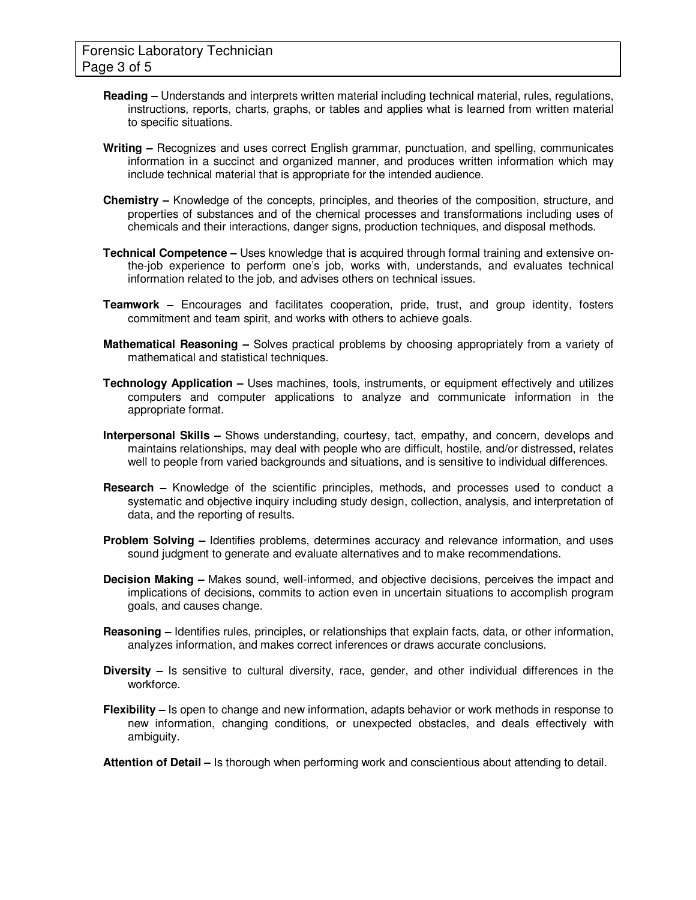**Reading –** Understands and interprets written material including technical material, rules, regulations, instructions, reports, charts, graphs, or tables and applies what is learned from written material to specific situations.

**Writing –** Recognizes and uses correct English grammar, punctuation, and spelling, communicates information in a succinct and organized manner, and produces written information which may include technical material that is appropriate for the intended audience.

**Chemistry –** Knowledge of the concepts, principles, and theories of the composition, structure, and properties of substances and of the chemical processes and transformations including uses of chemicals and their interactions, danger signs, production techniques, and disposal methods.

**Technical Competence –** Uses knowledge that is acquired through formal training and extensive on-the-job experience to perform one's job, works with, understands, and evaluates technical information related to the job, and advises others on technical issues.

**Teamwork –** Encourages and facilitates cooperation, pride, trust, and group identity, fosters commitment and team spirit, and works with others to achieve goals.

**Mathematical Reasoning –** Solves practical problems by choosing appropriately from a variety of mathematical and statistical techniques.

**Technology Application –** Uses machines, tools, instruments, or equipment effectively and utilizes computers and computer applications to analyze and communicate information in the appropriate format.

**Interpersonal Skills –** Shows understanding, courtesy, tact, empathy, and concern, develops and maintains relationships, may deal with people who are difficult, hostile, and/or distressed, relates well to people from varied backgrounds and situations, and is sensitive to individual differences.

**Research –** Knowledge of the scientific principles, methods, and processes used to conduct a systematic and objective inquiry including study design, collection, analysis, and interpretation of data, and the reporting of results.

**Problem Solving –** Identifies problems, determines accuracy and relevance information, and uses sound judgment to generate and evaluate alternatives and to make recommendations.

**Decision Making –** Makes sound, well-informed, and objective decisions, perceives the impact and implications of decisions, commits to action even in uncertain situations to accomplish program goals, and causes change.

**Reasoning –** Identifies rules, principles, or relationships that explain facts, data, or other information, analyzes information, and makes correct inferences or draws accurate conclusions.

**Diversity –** Is sensitive to cultural diversity, race, gender, and other individual differences in the workforce.

**Flexibility –** Is open to change and new information, adapts behavior or work methods in response to new information, changing conditions, or unexpected obstacles, and deals effectively with ambiguity.

**Attention of Detail –** Is thorough when performing work and conscientious about attending to detail.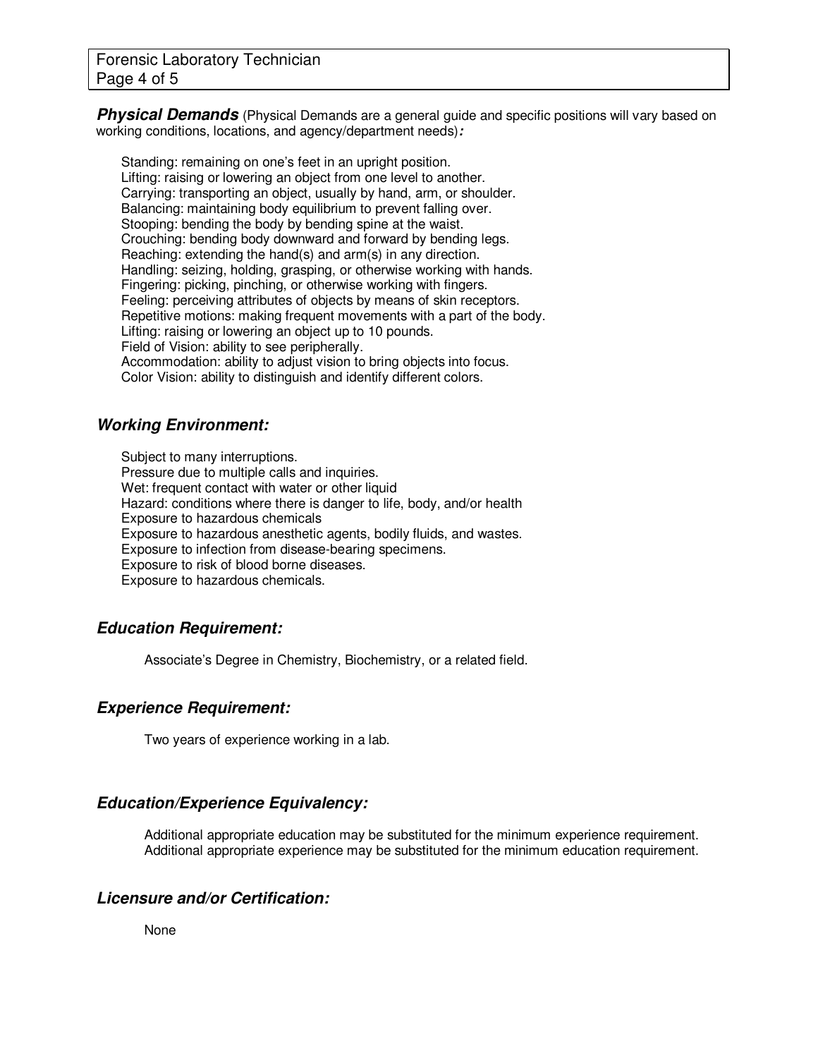***Physical Demands*** (Physical Demands are a general guide and specific positions will vary based on working conditions, locations, and agency/department needs)***:***

Standing: remaining on one's feet in an upright position.
Lifting: raising or lowering an object from one level to another.
Carrying: transporting an object, usually by hand, arm, or shoulder.
Balancing: maintaining body equilibrium to prevent falling over.
Stooping: bending the body by bending spine at the waist.
Crouching: bending body downward and forward by bending legs.
Reaching: extending the hand(s) and arm(s) in any direction.
Handling: seizing, holding, grasping, or otherwise working with hands.
Fingering: picking, pinching, or otherwise working with fingers.
Feeling: perceiving attributes of objects by means of skin receptors.
Repetitive motions: making frequent movements with a part of the body.
Lifting: raising or lowering an object up to 10 pounds.
Field of Vision: ability to see peripherally.
Accommodation: ability to adjust vision to bring objects into focus.
Color Vision: ability to distinguish and identify different colors.

## ***Working Environment:***

Subject to many interruptions.
Pressure due to multiple calls and inquiries.
Wet: frequent contact with water or other liquid
Hazard: conditions where there is danger to life, body, and/or health
Exposure to hazardous chemicals
Exposure to hazardous anesthetic agents, bodily fluids, and wastes.
Exposure to infection from disease-bearing specimens.
Exposure to risk of blood borne diseases.
Exposure to hazardous chemicals.

## ***Education Requirement:***

Associate's Degree in Chemistry, Biochemistry, or a related field.

## ***Experience Requirement:***

Two years of experience working in a lab.

## ***Education/Experience Equivalency:***

Additional appropriate education may be substituted for the minimum experience requirement.
Additional appropriate experience may be substituted for the minimum education requirement.

## ***Licensure and/or Certification:***

None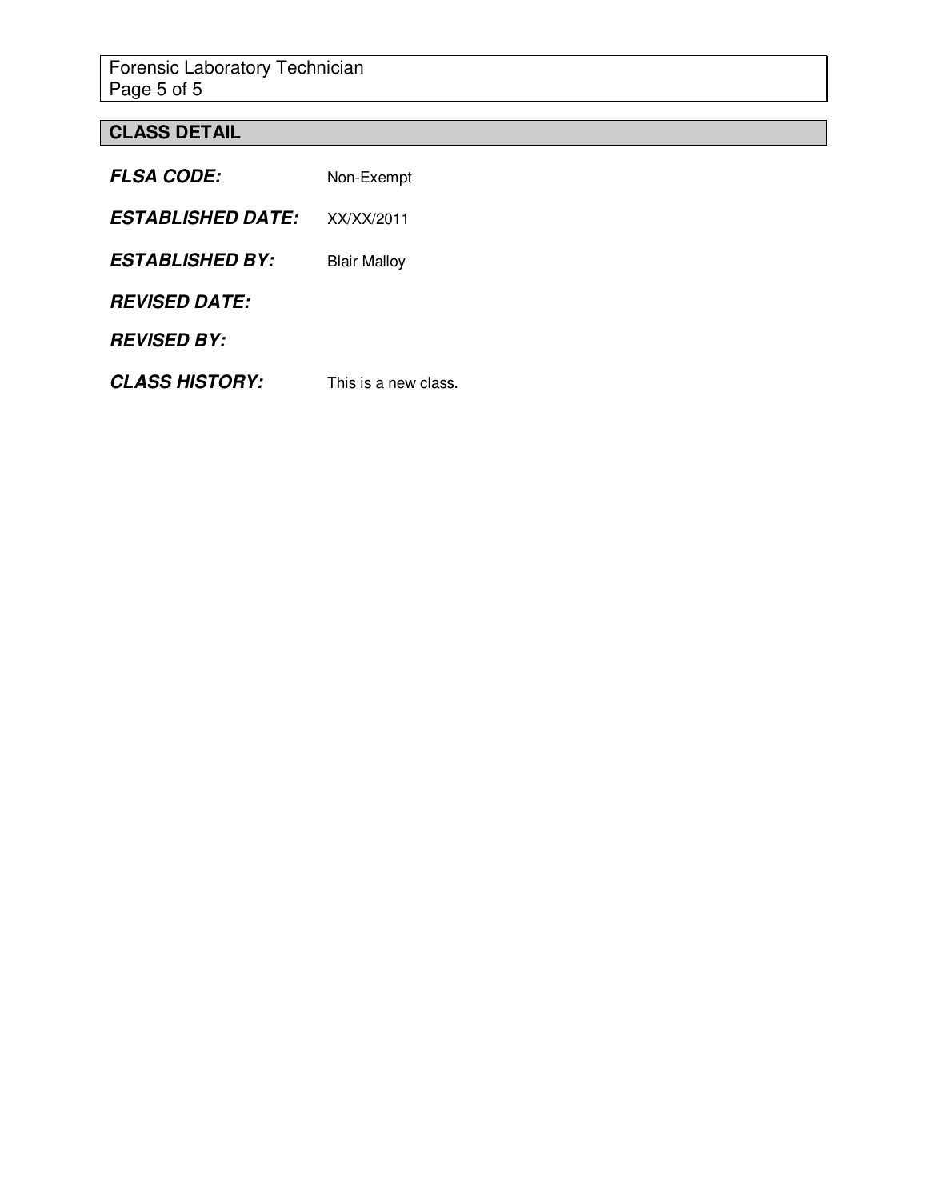## CLASS DETAIL

***FLSA CODE:*** Non-Exempt

***ESTABLISHED DATE:*** XX/XX/2011

***ESTABLISHED BY:*** Blair Malloy

***REVISED DATE:***

***REVISED BY:***

***CLASS HISTORY:*** This is a new class.